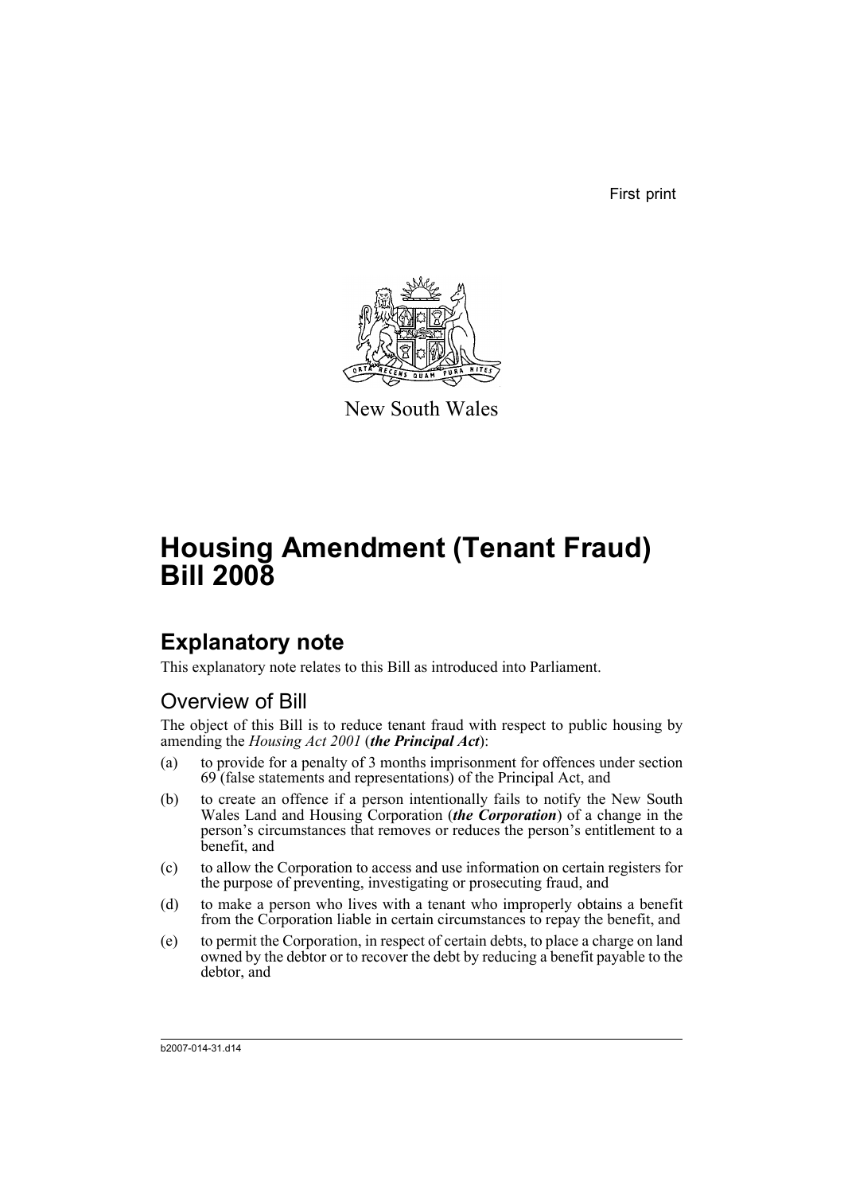First print

New South Wales

# Housing Amendment (Tenant Fraud) Bill 2008

## Explanatory note

This explanatory note relates to this Bill as introduced into Parliament.

### Overview of Bill

The object of this Bill is to reduce tenant fraud with respect to public housing by amending the *Housing Act 2001* (***the Principal Act***):

(a) to provide for a penalty of 3 months imprisonment for offences under section 69 (false statements and representations) of the Principal Act, and

(b) to create an offence if a person intentionally fails to notify the New South Wales Land and Housing Corporation (***the Corporation***) of a change in the person's circumstances that removes or reduces the person's entitlement to a benefit, and

(c) to allow the Corporation to access and use information on certain registers for the purpose of preventing, investigating or prosecuting fraud, and

(d) to make a person who lives with a tenant who improperly obtains a benefit from the Corporation liable in certain circumstances to repay the benefit, and

(e) to permit the Corporation, in respect of certain debts, to place a charge on land owned by the debtor or to recover the debt by reducing a benefit payable to the debtor, and

b2007-014-31.d14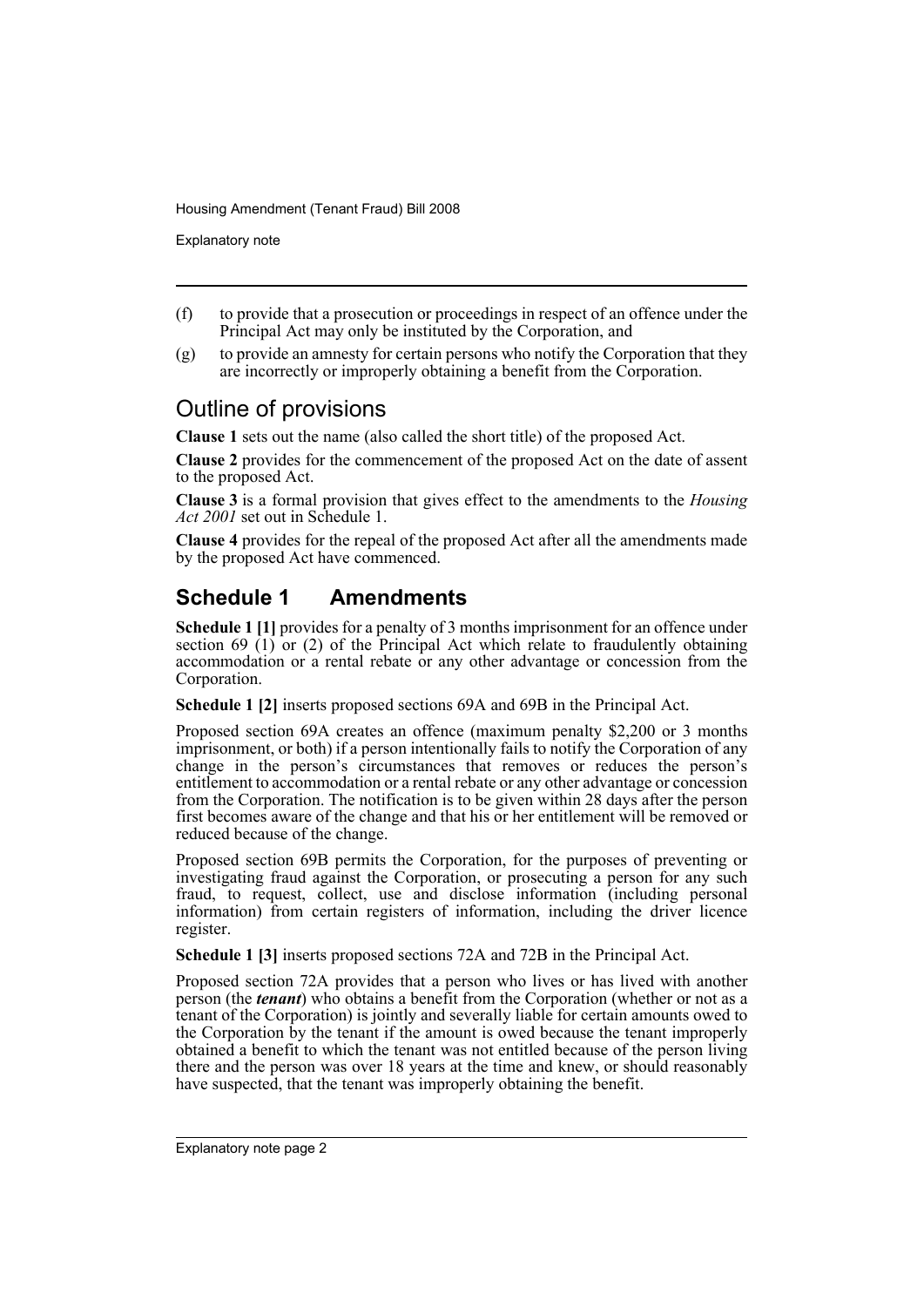(f) to provide that a prosecution or proceedings in respect of an offence under the Principal Act may only be instituted by the Corporation, and

(g) to provide an amnesty for certain persons who notify the Corporation that they are incorrectly or improperly obtaining a benefit from the Corporation.

## Outline of provisions

**Clause 1** sets out the name (also called the short title) of the proposed Act.

**Clause 2** provides for the commencement of the proposed Act on the date of assent to the proposed Act.

**Clause 3** is a formal provision that gives effect to the amendments to the *Housing Act 2001* set out in Schedule 1.

**Clause 4** provides for the repeal of the proposed Act after all the amendments made by the proposed Act have commenced.

## Schedule 1 Amendments

**Schedule 1 [1]** provides for a penalty of 3 months imprisonment for an offence under section 69 (1) or (2) of the Principal Act which relate to fraudulently obtaining accommodation or a rental rebate or any other advantage or concession from the Corporation.

**Schedule 1 [2]** inserts proposed sections 69A and 69B in the Principal Act.

Proposed section 69A creates an offence (maximum penalty $2,200 or 3 months imprisonment, or both) if a person intentionally fails to notify the Corporation of any change in the person's circumstances that removes or reduces the person's entitlement to accommodation or a rental rebate or any other advantage or concession from the Corporation. The notification is to be given within 28 days after the person first becomes aware of the change and that his or her entitlement will be removed or reduced because of the change.

Proposed section 69B permits the Corporation, for the purposes of preventing or investigating fraud against the Corporation, or prosecuting a person for any such fraud, to request, collect, use and disclose information (including personal information) from certain registers of information, including the driver licence register.

**Schedule 1 [3]** inserts proposed sections 72A and 72B in the Principal Act.

Proposed section 72A provides that a person who lives or has lived with another person (the ***tenant***) who obtains a benefit from the Corporation (whether or not as a tenant of the Corporation) is jointly and severally liable for certain amounts owed to the Corporation by the tenant if the amount is owed because the tenant improperly obtained a benefit to which the tenant was not entitled because of the person living there and the person was over 18 years at the time and knew, or should reasonably have suspected, that the tenant was improperly obtaining the benefit.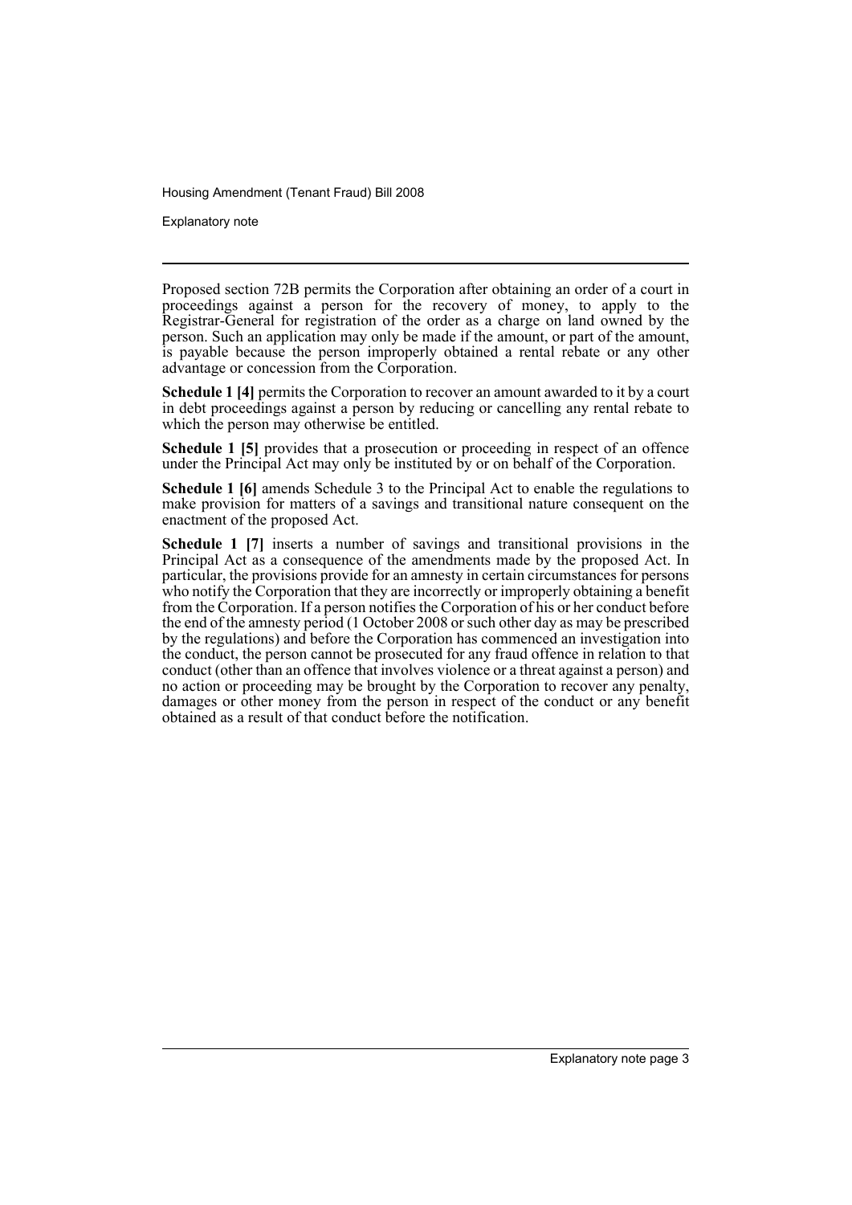Proposed section 72B permits the Corporation after obtaining an order of a court in proceedings against a person for the recovery of money, to apply to the Registrar-General for registration of the order as a charge on land owned by the person. Such an application may only be made if the amount, or part of the amount, is payable because the person improperly obtained a rental rebate or any other advantage or concession from the Corporation.

**Schedule 1 [4]** permits the Corporation to recover an amount awarded to it by a court in debt proceedings against a person by reducing or cancelling any rental rebate to which the person may otherwise be entitled.

**Schedule 1 [5]** provides that a prosecution or proceeding in respect of an offence under the Principal Act may only be instituted by or on behalf of the Corporation.

**Schedule 1 [6]** amends Schedule 3 to the Principal Act to enable the regulations to make provision for matters of a savings and transitional nature consequent on the enactment of the proposed Act.

**Schedule 1 [7]** inserts a number of savings and transitional provisions in the Principal Act as a consequence of the amendments made by the proposed Act. In particular, the provisions provide for an amnesty in certain circumstances for persons who notify the Corporation that they are incorrectly or improperly obtaining a benefit from the Corporation. If a person notifies the Corporation of his or her conduct before the end of the amnesty period (1 October 2008 or such other day as may be prescribed by the regulations) and before the Corporation has commenced an investigation into the conduct, the person cannot be prosecuted for any fraud offence in relation to that conduct (other than an offence that involves violence or a threat against a person) and no action or proceeding may be brought by the Corporation to recover any penalty, damages or other money from the person in respect of the conduct or any benefit obtained as a result of that conduct before the notification.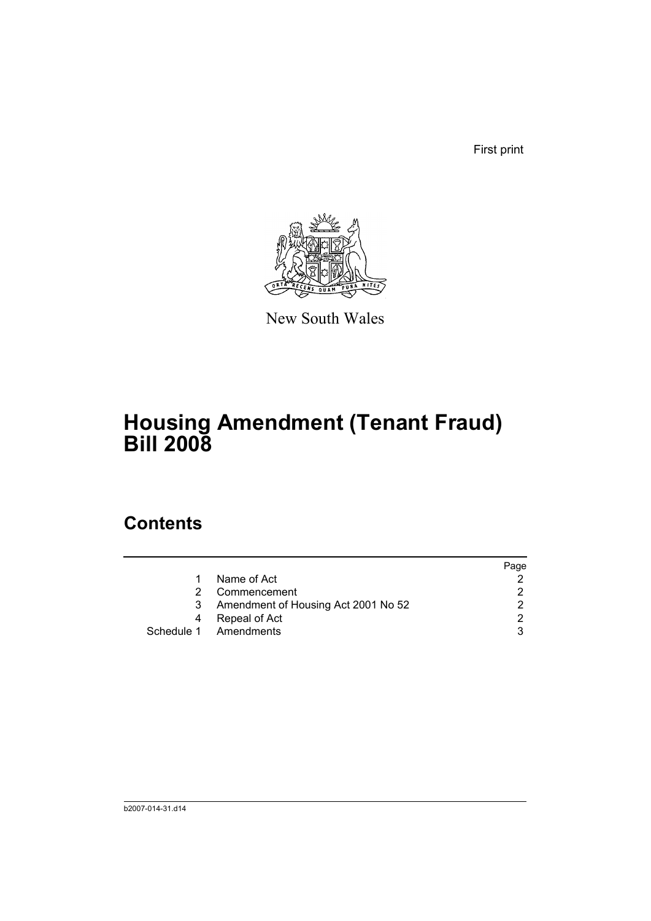First print

New South Wales

# Housing Amendment (Tenant Fraud) Bill 2008

## Contents

| | | Page |
|---|---|---|
| 1 | Name of Act | 2 |
| 2 | Commencement | 2 |
| 3 | Amendment of Housing Act 2001 No 52 | 2 |
| 4 | Repeal of Act | 2 |
| Schedule 1 | Amendments | 3 |

b2007-014-31.d14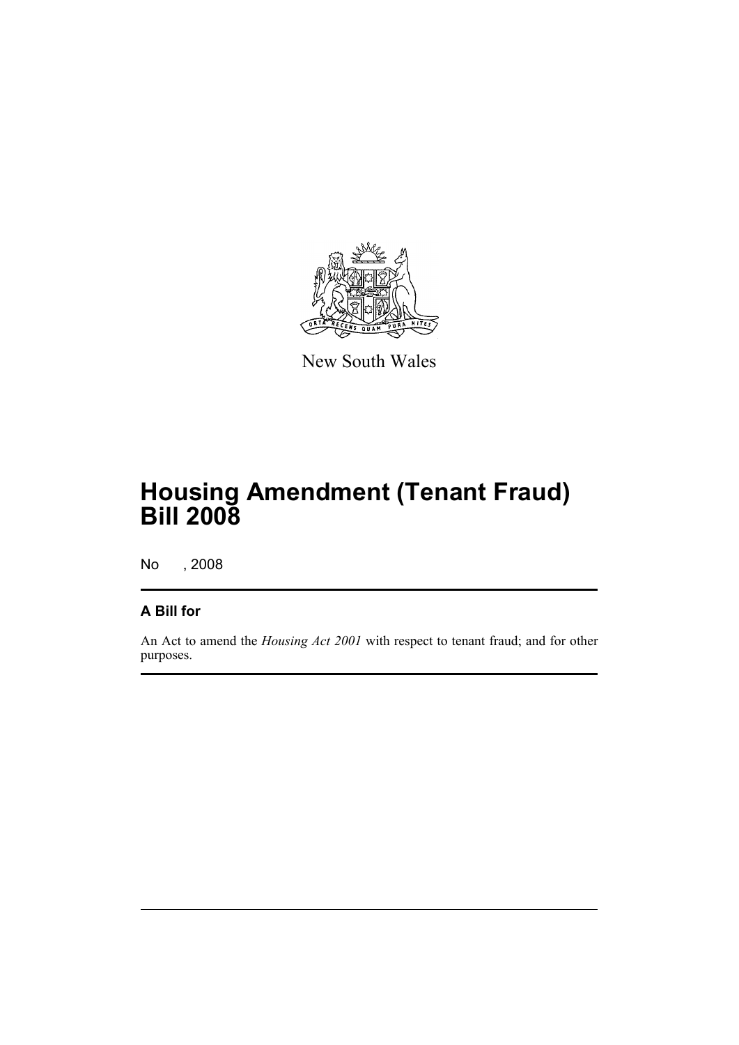New South Wales

# Housing Amendment (Tenant Fraud) Bill 2008

No , 2008

## A Bill for

An Act to amend the *Housing Act 2001* with respect to tenant fraud; and for other purposes.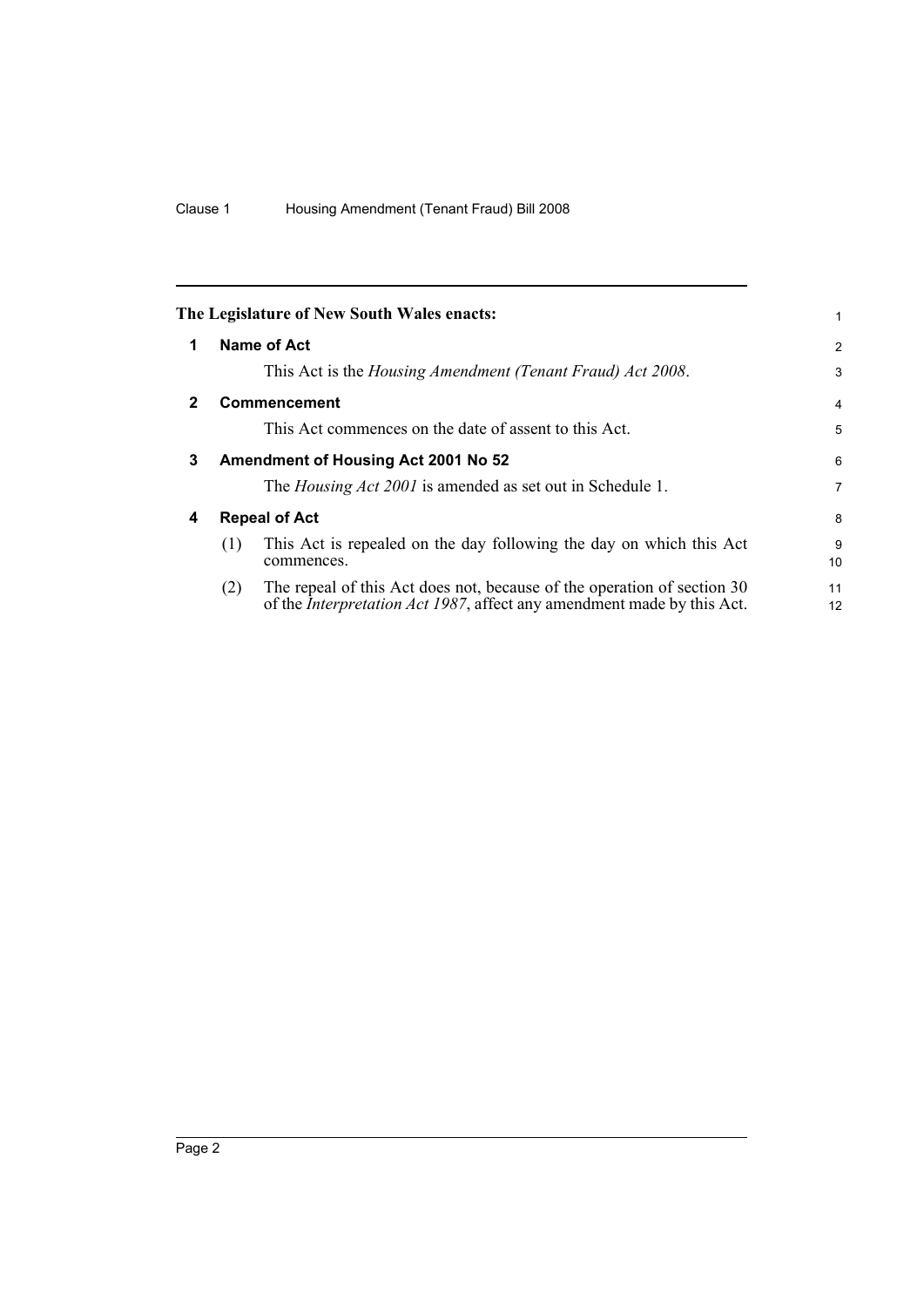The Legislature of New South Wales enacts:

## 1 Name of Act

This Act is the *Housing Amendment (Tenant Fraud) Act 2008*.

## 2 Commencement

This Act commences on the date of assent to this Act.

## 3 Amendment of Housing Act 2001 No 52

The *Housing Act 2001* is amended as set out in Schedule 1.

## 4 Repeal of Act

(1) This Act is repealed on the day following the day on which this Act commences.

(2) The repeal of this Act does not, because of the operation of section 30 of the *Interpretation Act 1987*, affect any amendment made by this Act.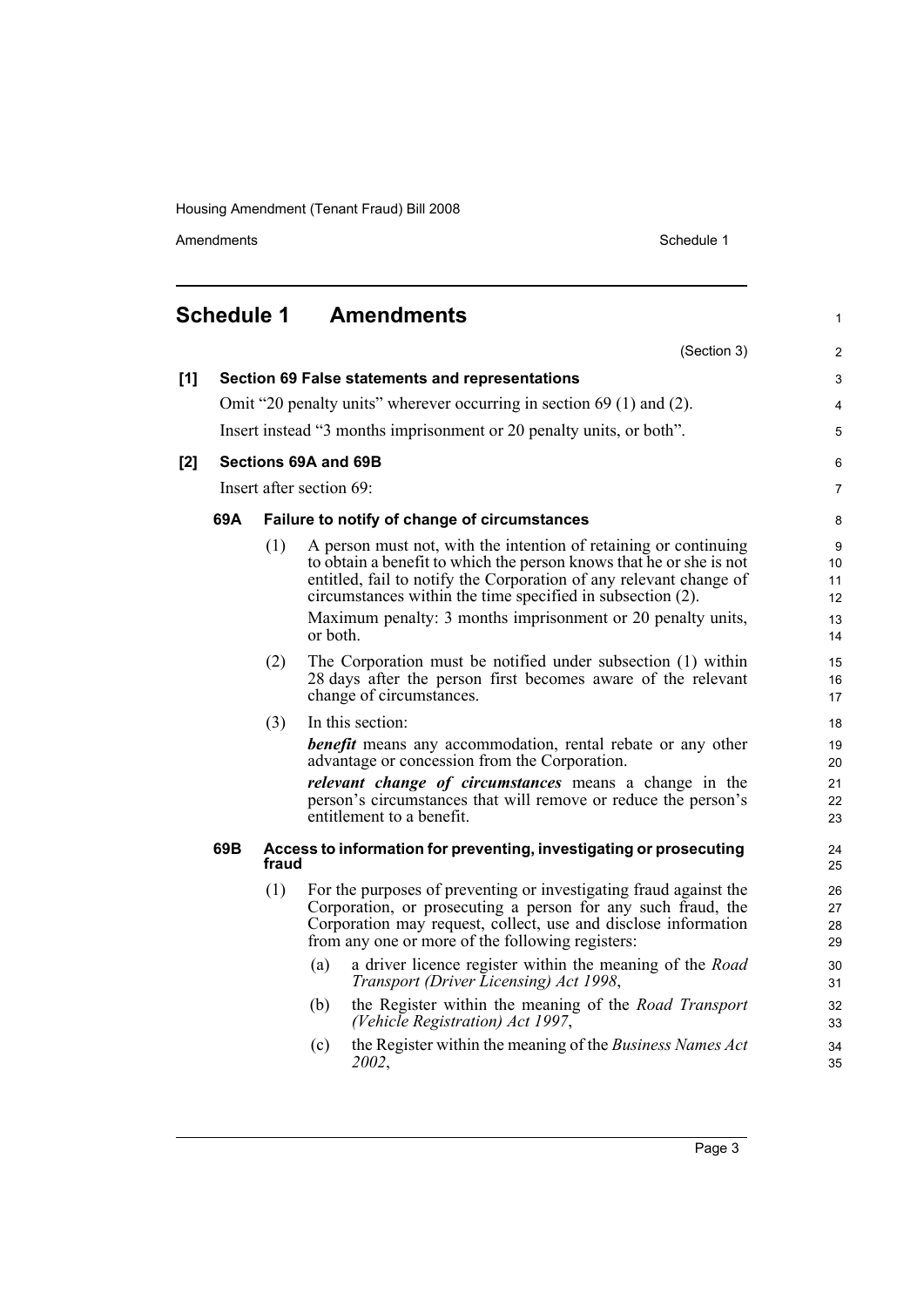# Schedule 1 Amendments

(Section 3)

**[1] Section 69 False statements and representations**

Omit "20 penalty units" wherever occurring in section 69 (1) and (2).

Insert instead "3 months imprisonment or 20 penalty units, or both".

**[2] Sections 69A and 69B**

Insert after section 69:

**69A Failure to notify of change of circumstances**

(1) A person must not, with the intention of retaining or continuing to obtain a benefit to which the person knows that he or she is not entitled, fail to notify the Corporation of any relevant change of circumstances within the time specified in subsection (2).

Maximum penalty: 3 months imprisonment or 20 penalty units, or both.

(2) The Corporation must be notified under subsection (1) within 28 days after the person first becomes aware of the relevant change of circumstances.

(3) In this section:

***benefit*** means any accommodation, rental rebate or any other advantage or concession from the Corporation.

***relevant change of circumstances*** means a change in the person's circumstances that will remove or reduce the person's entitlement to a benefit.

**69B Access to information for preventing, investigating or prosecuting fraud**

(1) For the purposes of preventing or investigating fraud against the Corporation, or prosecuting a person for any such fraud, the Corporation may request, collect, use and disclose information from any one or more of the following registers:

(a) a driver licence register within the meaning of the *Road Transport (Driver Licensing) Act 1998*,

(b) the Register within the meaning of the *Road Transport (Vehicle Registration) Act 1997*,

(c) the Register within the meaning of the *Business Names Act 2002*,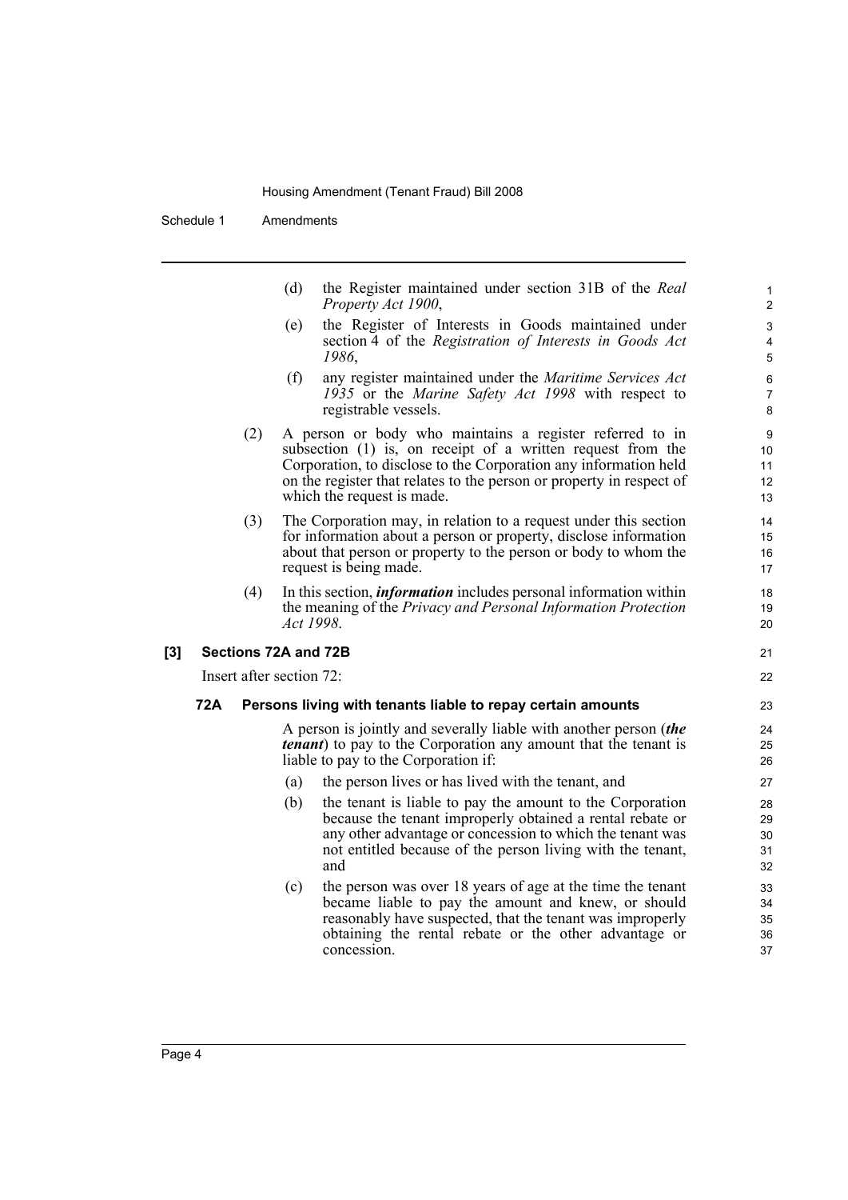(d) the Register maintained under section 31B of the *Real Property Act 1900*,

(e) the Register of Interests in Goods maintained under section 4 of the *Registration of Interests in Goods Act 1986*,

(f) any register maintained under the *Maritime Services Act 1935* or the *Marine Safety Act 1998* with respect to registrable vessels.

(2) A person or body who maintains a register referred to in subsection (1) is, on receipt of a written request from the Corporation, to disclose to the Corporation any information held on the register that relates to the person or property in respect of which the request is made.

(3) The Corporation may, in relation to a request under this section for information about a person or property, disclose information about that person or property to the person or body to whom the request is being made.

(4) In this section, ***information*** includes personal information within the meaning of the *Privacy and Personal Information Protection Act 1998*.

## [3] Sections 72A and 72B

Insert after section 72:

### 72A Persons living with tenants liable to repay certain amounts

A person is jointly and severally liable with another person (***the tenant***) to pay to the Corporation any amount that the tenant is liable to pay to the Corporation if:

(a) the person lives or has lived with the tenant, and

(b) the tenant is liable to pay the amount to the Corporation because the tenant improperly obtained a rental rebate or any other advantage or concession to which the tenant was not entitled because of the person living with the tenant, and

(c) the person was over 18 years of age at the time the tenant became liable to pay the amount and knew, or should reasonably have suspected, that the tenant was improperly obtaining the rental rebate or the other advantage or concession.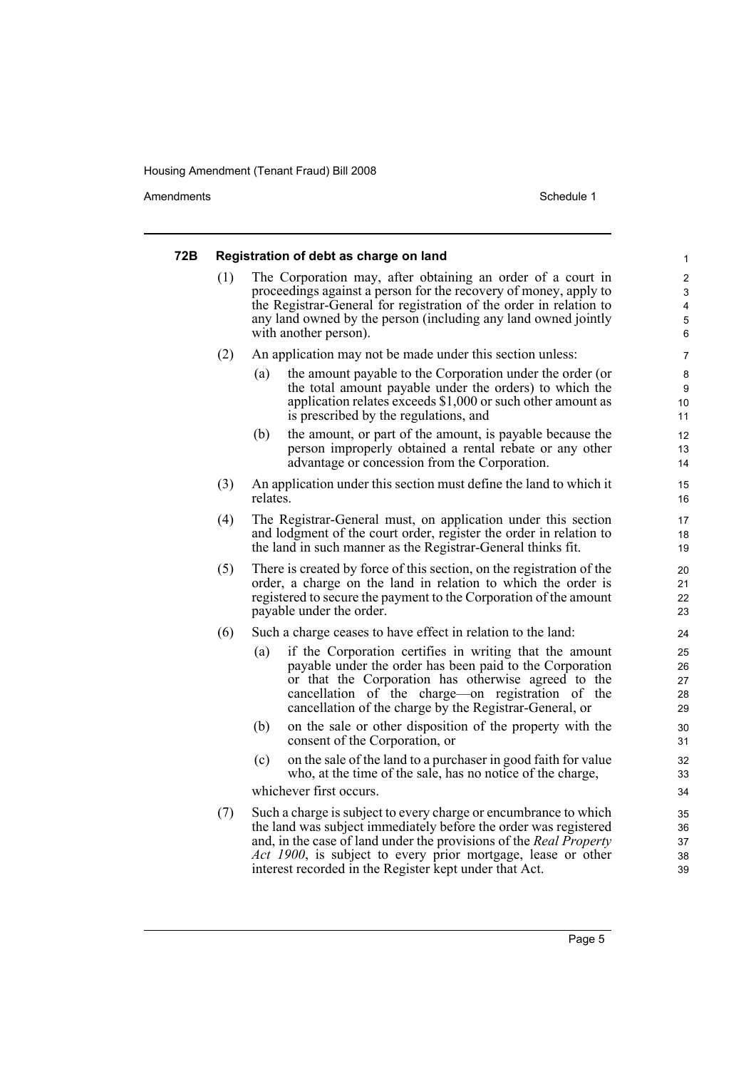### 72B Registration of debt as charge on land

(1) The Corporation may, after obtaining an order of a court in proceedings against a person for the recovery of money, apply to the Registrar-General for registration of the order in relation to any land owned by the person (including any land owned jointly with another person).

(2) An application may not be made under this section unless:

- (a) the amount payable to the Corporation under the order (or the total amount payable under the orders) to which the application relates exceeds $1,000 or such other amount as is prescribed by the regulations, and
- (b) the amount, or part of the amount, is payable because the person improperly obtained a rental rebate or any other advantage or concession from the Corporation.

(3) An application under this section must define the land to which it relates.

(4) The Registrar-General must, on application under this section and lodgment of the court order, register the order in relation to the land in such manner as the Registrar-General thinks fit.

(5) There is created by force of this section, on the registration of the order, a charge on the land in relation to which the order is registered to secure the payment to the Corporation of the amount payable under the order.

(6) Such a charge ceases to have effect in relation to the land:

- (a) if the Corporation certifies in writing that the amount payable under the order has been paid to the Corporation or that the Corporation has otherwise agreed to the cancellation of the charge—on registration of the cancellation of the charge by the Registrar-General, or
- (b) on the sale or other disposition of the property with the consent of the Corporation, or
- (c) on the sale of the land to a purchaser in good faith for value who, at the time of the sale, has no notice of the charge,

whichever first occurs.

(7) Such a charge is subject to every charge or encumbrance to which the land was subject immediately before the order was registered and, in the case of land under the provisions of the *Real Property Act 1900*, is subject to every prior mortgage, lease or other interest recorded in the Register kept under that Act.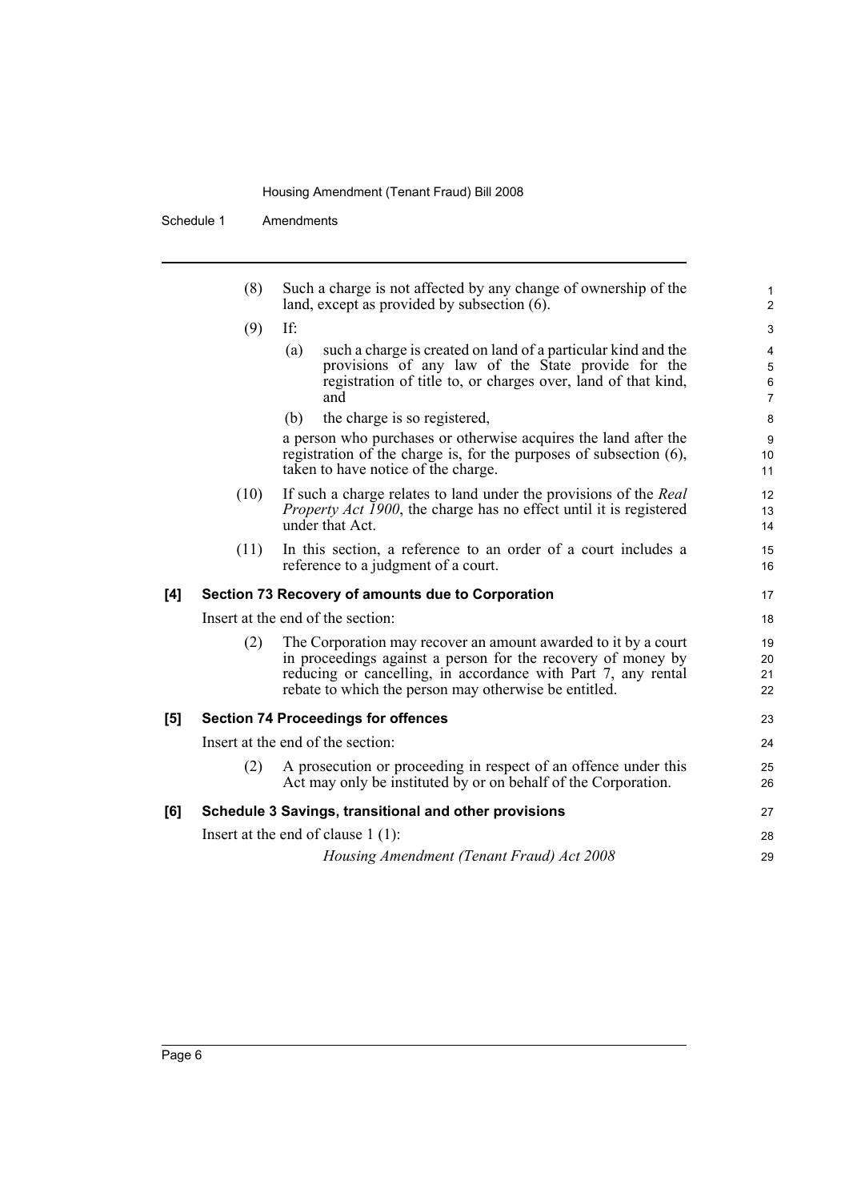(8) Such a charge is not affected by any change of ownership of the land, except as provided by subsection (6).

(9) If:

(a) such a charge is created on land of a particular kind and the provisions of any law of the State provide for the registration of title to, or charges over, land of that kind, and

(b) the charge is so registered,

a person who purchases or otherwise acquires the land after the registration of the charge is, for the purposes of subsection (6), taken to have notice of the charge.

(10) If such a charge relates to land under the provisions of the *Real Property Act 1900*, the charge has no effect until it is registered under that Act.

(11) In this section, a reference to an order of a court includes a reference to a judgment of a court.

**[4] Section 73 Recovery of amounts due to Corporation**

Insert at the end of the section:

(2) The Corporation may recover an amount awarded to it by a court in proceedings against a person for the recovery of money by reducing or cancelling, in accordance with Part 7, any rental rebate to which the person may otherwise be entitled.

**[5] Section 74 Proceedings for offences**

Insert at the end of the section:

(2) A prosecution or proceeding in respect of an offence under this Act may only be instituted by or on behalf of the Corporation.

**[6] Schedule 3 Savings, transitional and other provisions**

Insert at the end of clause 1 (1):

*Housing Amendment (Tenant Fraud) Act 2008*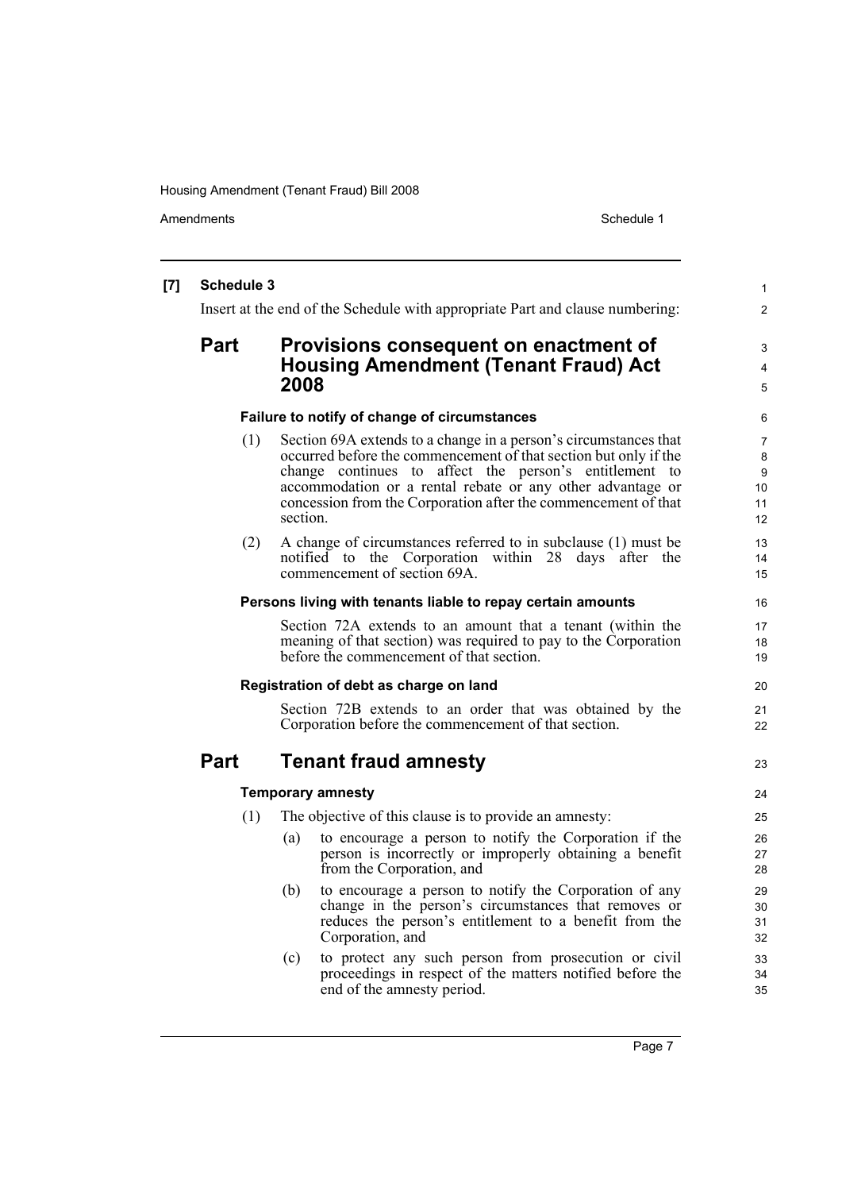**[7] Schedule 3**

Insert at the end of the Schedule with appropriate Part and clause numbering:

## Part Provisions consequent on enactment of Housing Amendment (Tenant Fraud) Act 2008

### Failure to notify of change of circumstances

(1) Section 69A extends to a change in a person's circumstances that occurred before the commencement of that section but only if the change continues to affect the person's entitlement to accommodation or a rental rebate or any other advantage or concession from the Corporation after the commencement of that section.

(2) A change of circumstances referred to in subclause (1) must be notified to the Corporation within 28 days after the commencement of section 69A.

### Persons living with tenants liable to repay certain amounts

Section 72A extends to an amount that a tenant (within the meaning of that section) was required to pay to the Corporation before the commencement of that section.

### Registration of debt as charge on land

Section 72B extends to an order that was obtained by the Corporation before the commencement of that section.

## Part Tenant fraud amnesty

### Temporary amnesty

(1) The objective of this clause is to provide an amnesty:

(a) to encourage a person to notify the Corporation if the person is incorrectly or improperly obtaining a benefit from the Corporation, and

(b) to encourage a person to notify the Corporation of any change in the person's circumstances that removes or reduces the person's entitlement to a benefit from the Corporation, and

(c) to protect any such person from prosecution or civil proceedings in respect of the matters notified before the end of the amnesty period.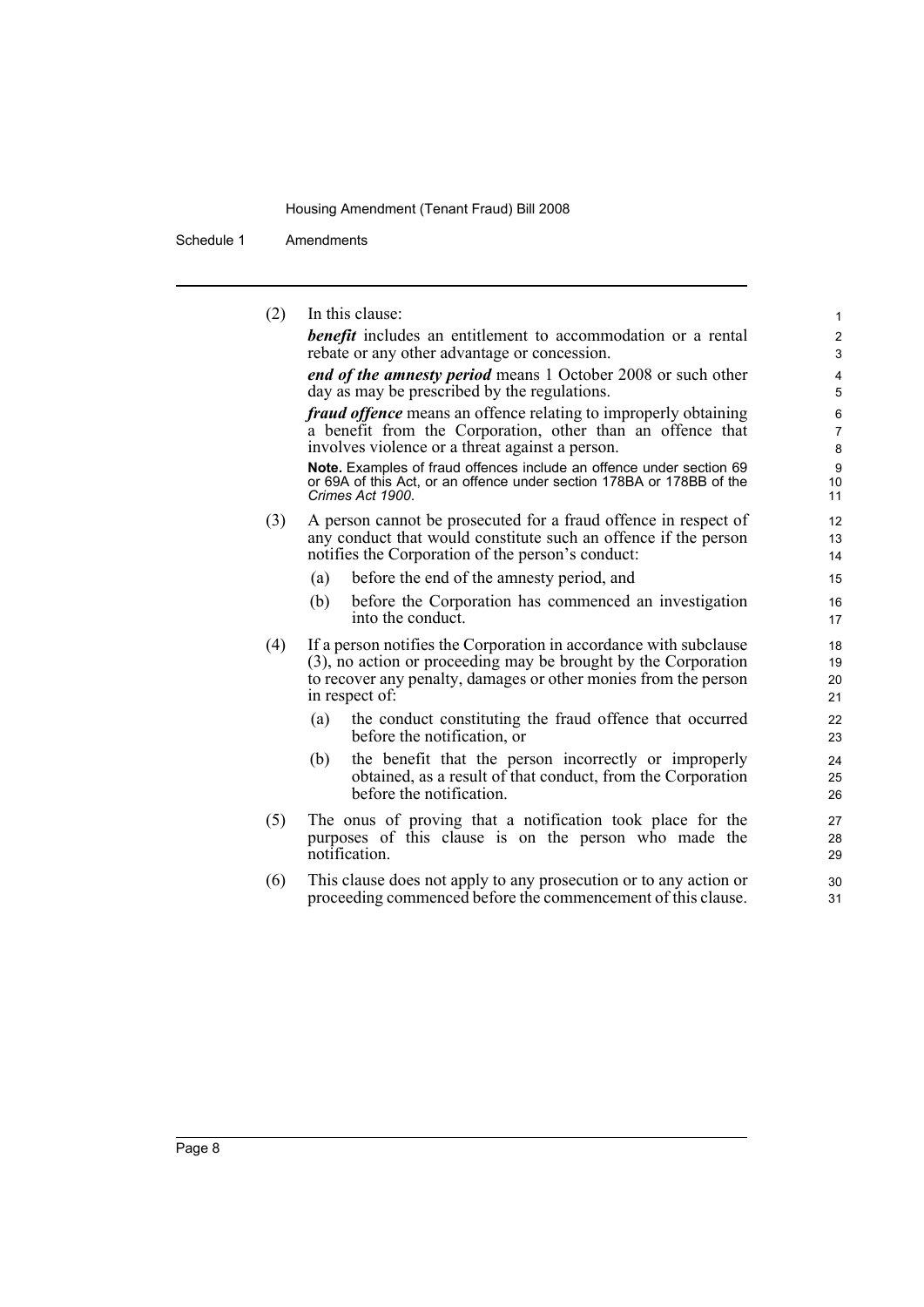(2) In this clause:

***benefit*** includes an entitlement to accommodation or a rental rebate or any other advantage or concession.

***end of the amnesty period*** means 1 October 2008 or such other day as may be prescribed by the regulations.

***fraud offence*** means an offence relating to improperly obtaining a benefit from the Corporation, other than an offence that involves violence or a threat against a person.

**Note.** Examples of fraud offences include an offence under section 69 or 69A of this Act, or an offence under section 178BA or 178BB of the *Crimes Act 1900*.

(3) A person cannot be prosecuted for a fraud offence in respect of any conduct that would constitute such an offence if the person notifies the Corporation of the person's conduct:

(a) before the end of the amnesty period, and

(b) before the Corporation has commenced an investigation into the conduct.

(4) If a person notifies the Corporation in accordance with subclause (3), no action or proceeding may be brought by the Corporation to recover any penalty, damages or other monies from the person in respect of:

(a) the conduct constituting the fraud offence that occurred before the notification, or

(b) the benefit that the person incorrectly or improperly obtained, as a result of that conduct, from the Corporation before the notification.

(5) The onus of proving that a notification took place for the purposes of this clause is on the person who made the notification.

(6) This clause does not apply to any prosecution or to any action or proceeding commenced before the commencement of this clause.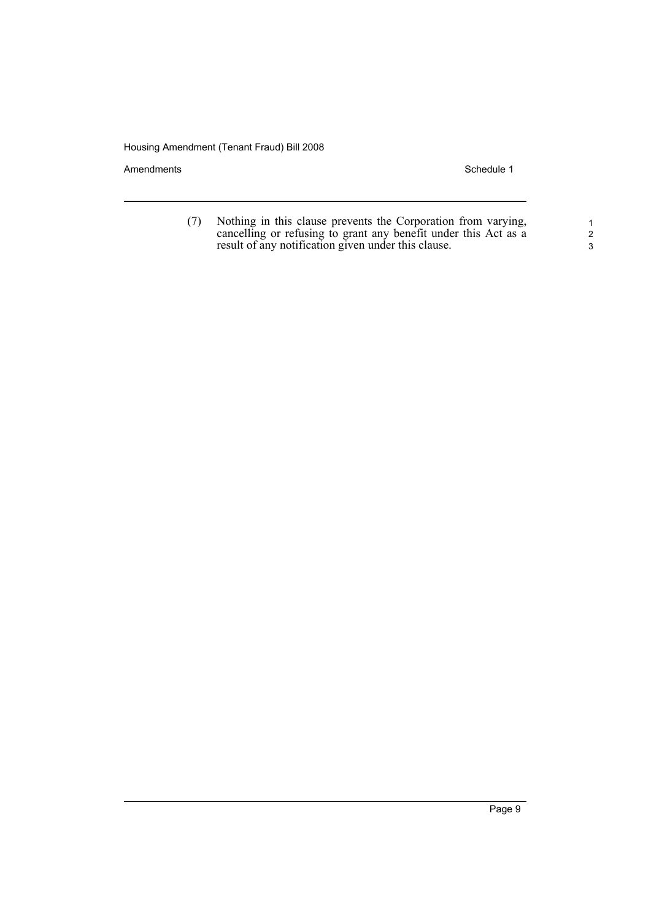(7) Nothing in this clause prevents the Corporation from varying, cancelling or refusing to grant any benefit under this Act as a result of any notification given under this clause.